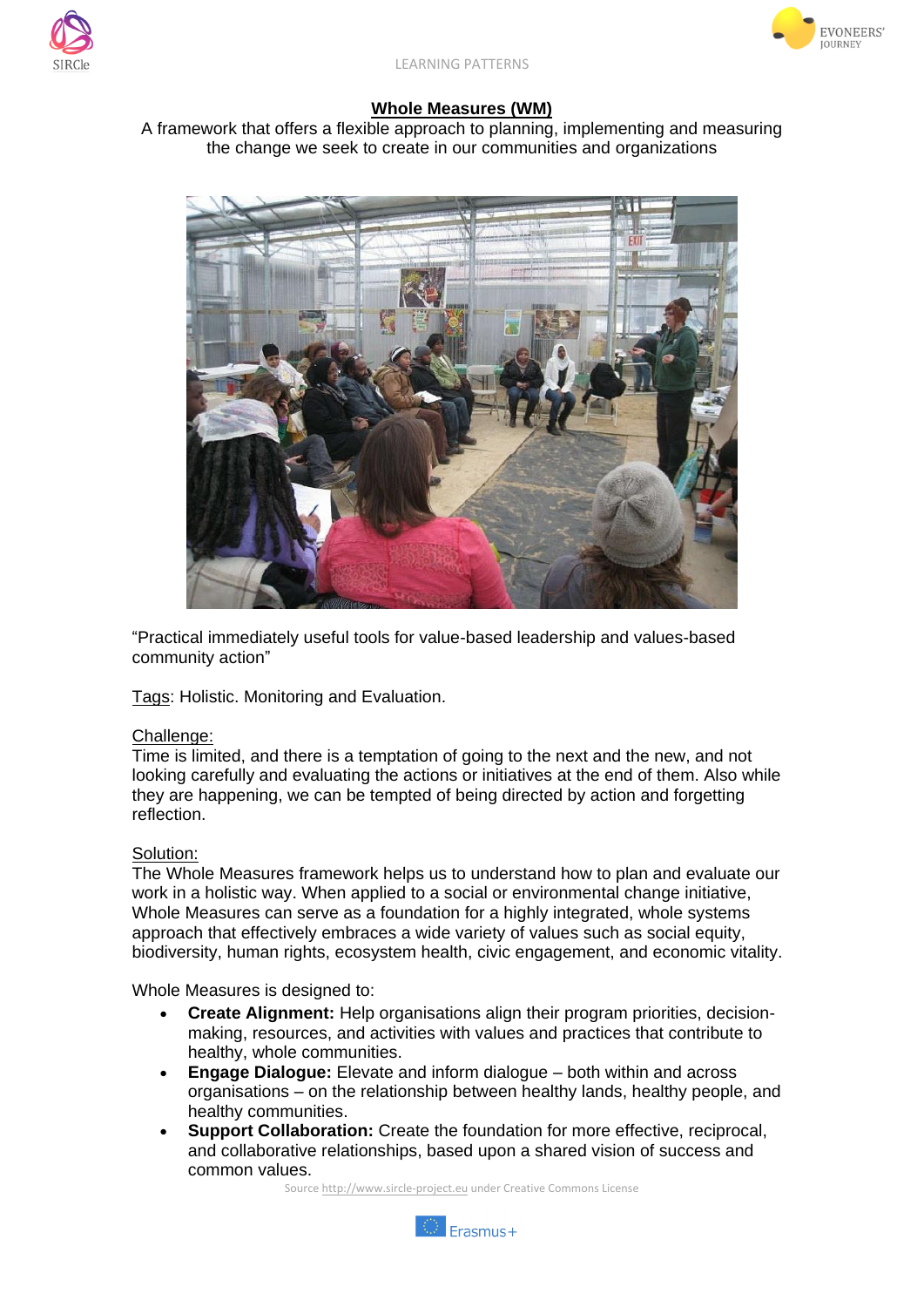# Whole Measures (WM)

A framework that offers a flexible approach to planning, implementing and measuring the change we seek to create in our communities and organizations

"Practical immediately useful tools for value-based leadership and values-based community action"

Tags: Holistic. Monitoring and Evaluation.

Challenge:
Time is limited, and there is a temptation of going to the next and the new, and not looking carefully and evaluating the actions or initiatives at the end of them. Also while they are happening, we can be tempted of being directed by action and forgetting reflection.

Solution:
The Whole Measures framework helps us to understand how to plan and evaluate our work in a holistic way. When applied to a social or environmental change initiative, Whole Measures can serve as a foundation for a highly integrated, whole systems approach that effectively embraces a wide variety of values such as social equity, biodiversity, human rights, ecosystem health, civic engagement, and economic vitality.

Whole Measures is designed to:

- **Create Alignment:** Help organisations align their program priorities, decision-making, resources, and activities with values and practices that contribute to healthy, whole communities.
- **Engage Dialogue:** Elevate and inform dialogue – both within and across organisations – on the relationship between healthy lands, healthy people, and healthy communities.
- **Support Collaboration:** Create the foundation for more effective, reciprocal, and collaborative relationships, based upon a shared vision of success and common values.

Source http://www.sircle-project.eu under Creative Commons License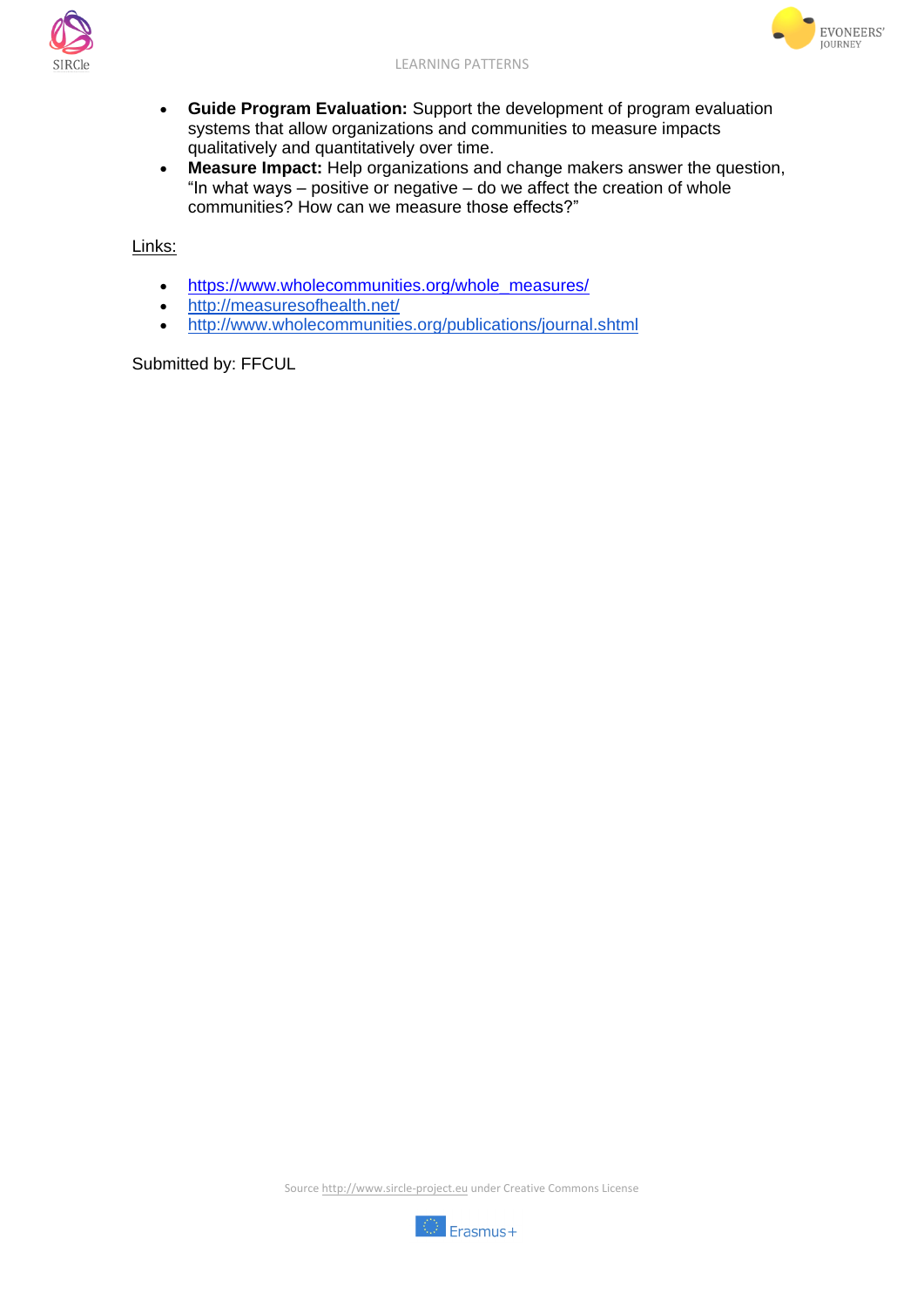- **Guide Program Evaluation:** Support the development of program evaluation systems that allow organizations and communities to measure impacts qualitatively and quantitatively over time.
- **Measure Impact:** Help organizations and change makers answer the question, “In what ways – positive or negative – do we affect the creation of whole communities? How can we measure those effects?”

Links:

- https://www.wholecommunities.org/whole_measures/
- http://measuresofhealth.net/
- http://www.wholecommunities.org/publications/journal.shtml

Submitted by: FFCUL